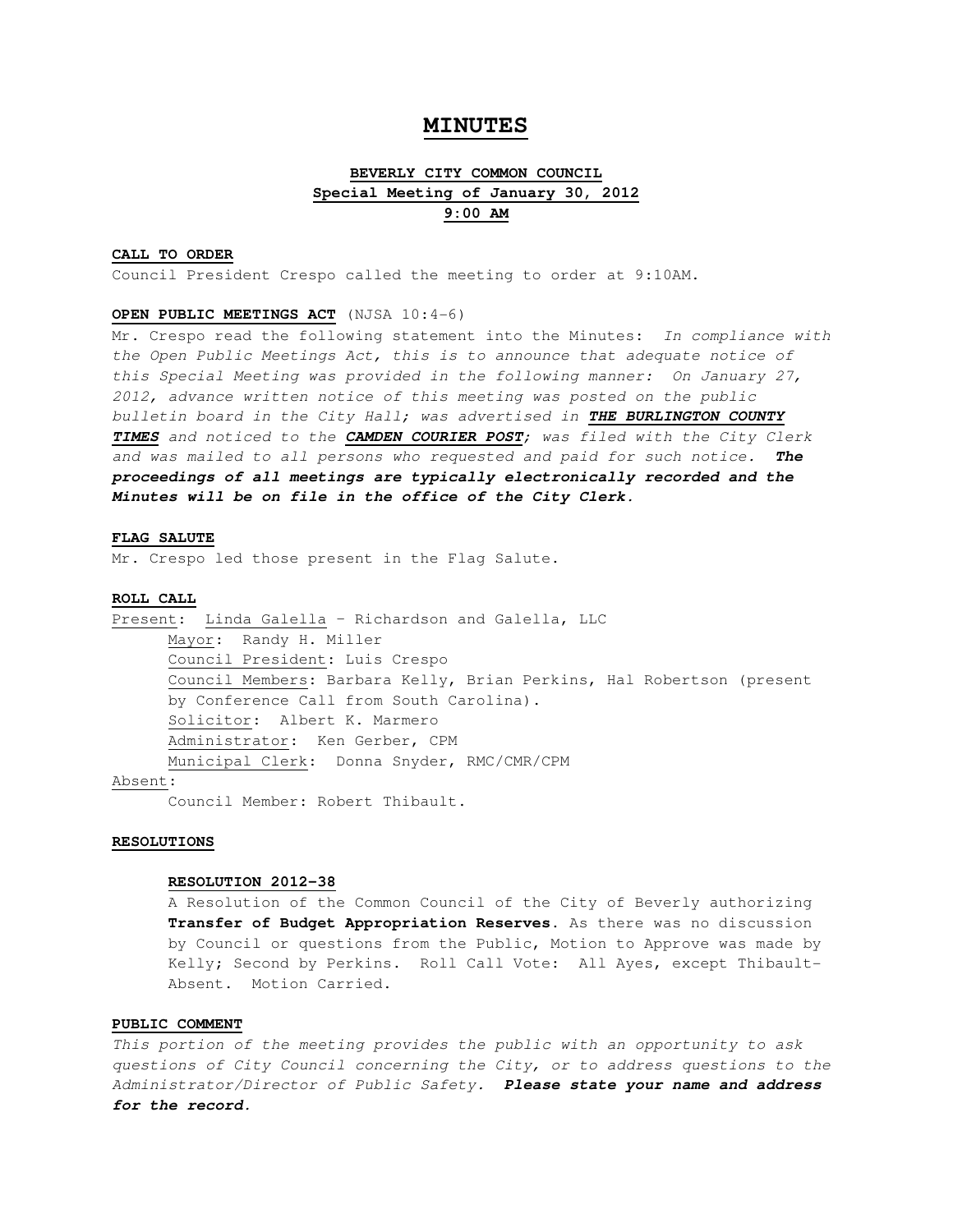# MINUTES

## BEVERLY CITY COMMON COUNCIL
## Special Meeting of January 30, 2012
## 9:00 AM

**CALL TO ORDER**

Council President Crespo called the meeting to order at 9:10AM.

**OPEN PUBLIC MEETINGS ACT** (NJSA 10:4-6)

Mr. Crespo read the following statement into the Minutes: *In compliance with the Open Public Meetings Act, this is to announce that adequate notice of this Special Meeting was provided in the following manner: On January 27, 2012, advance written notice of this meeting was posted on the public bulletin board in the City Hall; was advertised in* ***THE BURLINGTON COUNTY TIMES*** *and noticed to the* ***CAMDEN COURIER POST****; was filed with the City Clerk and was mailed to all persons who requested and paid for such notice.* ***The proceedings of all meetings are typically electronically recorded and the Minutes will be on file in the office of the City Clerk.***

**FLAG SALUTE**

Mr. Crespo led those present in the Flag Salute.

**ROLL CALL**

Present: Linda Galella – Richardson and Galella, LLC

Mayor: Randy H. Miller

Council President: Luis Crespo

Council Members: Barbara Kelly, Brian Perkins, Hal Robertson (present by Conference Call from South Carolina).

Solicitor: Albert K. Marmero

Administrator: Ken Gerber, CPM

Municipal Clerk: Donna Snyder, RMC/CMR/CPM

Absent:

Council Member: Robert Thibault.

**RESOLUTIONS**

**RESOLUTION 2012-38**

A Resolution of the Common Council of the City of Beverly authorizing **Transfer of Budget Appropriation Reserves**. As there was no discussion by Council or questions from the Public, Motion to Approve was made by Kelly; Second by Perkins. Roll Call Vote: All Ayes, except Thibault-Absent. Motion Carried.

**PUBLIC COMMENT**

*This portion of the meeting provides the public with an opportunity to ask questions of City Council concerning the City, or to address questions to the Administrator/Director of Public Safety.* ***Please state your name and address for the record.***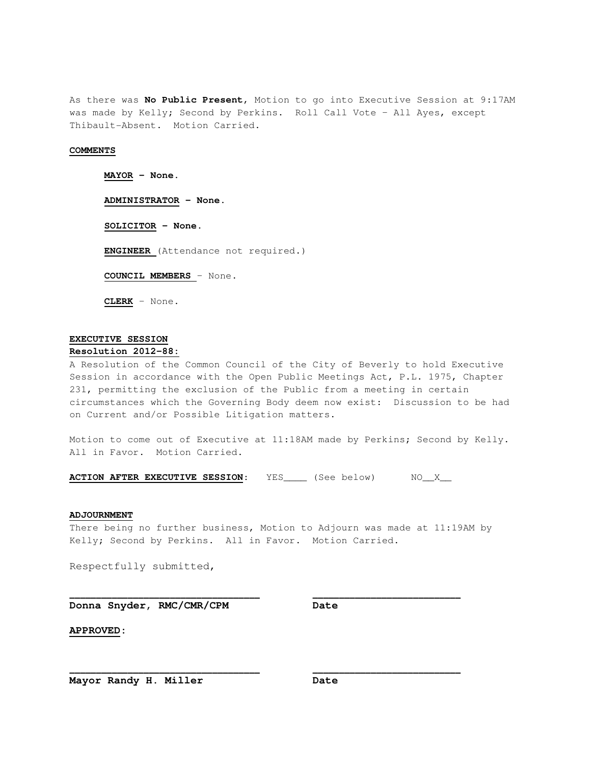As there was **No Public Present**, Motion to go into Executive Session at 9:17AM was made by Kelly; Second by Perkins. Roll Call Vote – All Ayes, except Thibault-Absent. Motion Carried.

**COMMENTS**

**MAYOR – None.**

**ADMINISTRATOR – None.**

**SOLICITOR – None.**

**ENGINEER** (Attendance not required.)

**COUNCIL MEMBERS** – None.

**CLERK** – None.

**EXECUTIVE SESSION**

**Resolution 2012-88:**

A Resolution of the Common Council of the City of Beverly to hold Executive Session in accordance with the Open Public Meetings Act, P.L. 1975, Chapter 231, permitting the exclusion of the Public from a meeting in certain circumstances which the Governing Body deem now exist: Discussion to be had on Current and/or Possible Litigation matters.

Motion to come out of Executive at 11:18AM made by Perkins; Second by Kelly. All in Favor. Motion Carried.

**ACTION AFTER EXECUTIVE SESSION**: YES____ (See below) NO__X__

**ADJOURNMENT**

There being no further business, Motion to Adjourn was made at 11:19AM by Kelly; Second by Perkins. All in Favor. Motion Carried.

Respectfully submitted,

______________________________ ________________________

**Donna Snyder, RMC/CMR/CPM** **Date**

**APPROVED:**

______________________________ ________________________

**Mayor Randy H. Miller** **Date**